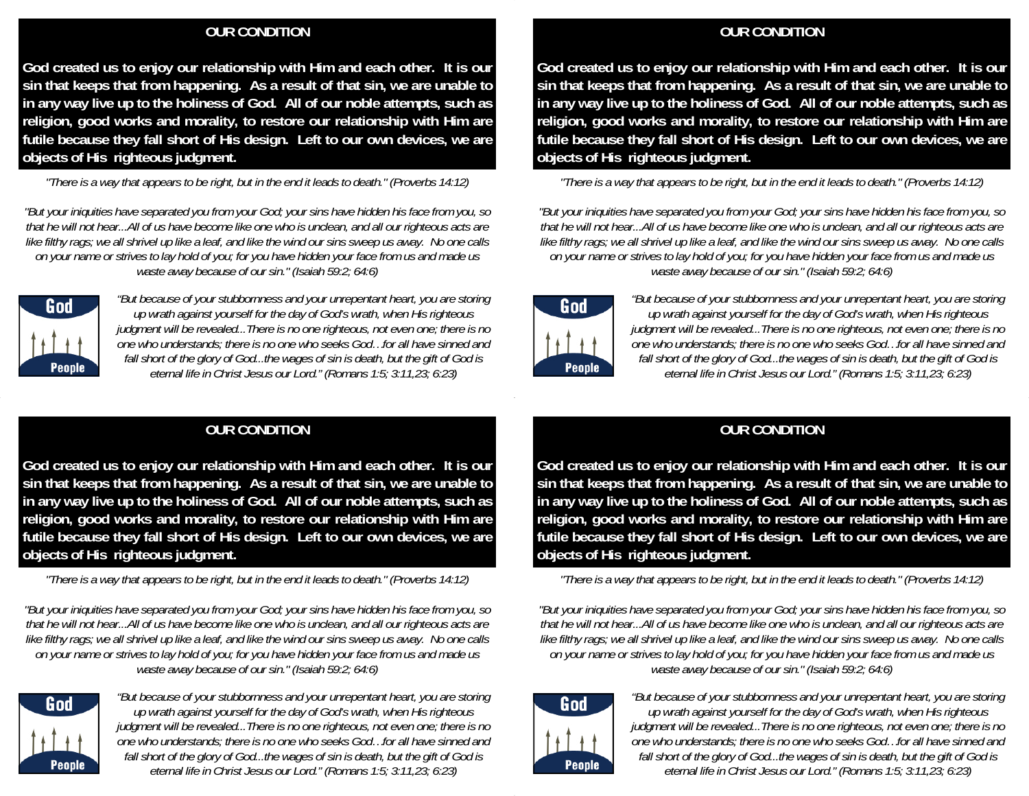## OUR CONDITION

**God created us to enjoy our relationship with Him and each other. It is our sin that keeps that from happening. As a result of that sin, we are unable to in any way live up to the holiness of God. All of our noble attempts, such as religion, good works and morality, to restore our relationship with Him are futile because they fall short of His design. Left to our own devices, we are objects of His righteous judgment.**

*"There is a way that appears to be right, but in the end it leads to death." (Proverbs 14:12)*

*"But your iniquities have separated you from your God; your sins have hidden his face from you, so that he will not hear...All of us have become like one who is unclean, and all our righteous acts are like filthy rags; we all shrivel up like a leaf, and like the wind our sins sweep us away. No one calls on your name or strives to lay hold of you; for you have hidden your face from us and made us waste away because of our sin." (Isaiah 59:2; 64:6)*

God

People

*"But because of your stubbornness and your unrepentant heart, you are storing up wrath against yourself for the day of God's wrath, when His righteous judgment will be revealed...There is no one righteous, not even one; there is no one who understands; there is no one who seeks God...for all have sinned and fall short of the glory of God...the wages of sin is death, but the gift of God is eternal life in Christ Jesus our Lord." (Romans 1:5; 3:11,23; 6:23)*

## OUR CONDITION

**God created us to enjoy our relationship with Him and each other. It is our sin that keeps that from happening. As a result of that sin, we are unable to in any way live up to the holiness of God. All of our noble attempts, such as religion, good works and morality, to restore our relationship with Him are futile because they fall short of His design. Left to our own devices, we are objects of His righteous judgment.**

*"There is a way that appears to be right, but in the end it leads to death." (Proverbs 14:12)*

*"But your iniquities have separated you from your God; your sins have hidden his face from you, so that he will not hear...All of us have become like one who is unclean, and all our righteous acts are like filthy rags; we all shrivel up like a leaf, and like the wind our sins sweep us away. No one calls on your name or strives to lay hold of you; for you have hidden your face from us and made us waste away because of our sin." (Isaiah 59:2; 64:6)*

God

People

*"But because of your stubbornness and your unrepentant heart, you are storing up wrath against yourself for the day of God's wrath, when His righteous judgment will be revealed...There is no one righteous, not even one; there is no one who understands; there is no one who seeks God...for all have sinned and fall short of the glory of God...the wages of sin is death, but the gift of God is eternal life in Christ Jesus our Lord." (Romans 1:5; 3:11,23; 6:23)*

## OUR CONDITION

**God created us to enjoy our relationship with Him and each other. It is our sin that keeps that from happening. As a result of that sin, we are unable to in any way live up to the holiness of God. All of our noble attempts, such as religion, good works and morality, to restore our relationship with Him are futile because they fall short of His design. Left to our own devices, we are objects of His righteous judgment.**

*"There is a way that appears to be right, but in the end it leads to death." (Proverbs 14:12)*

*"But your iniquities have separated you from your God; your sins have hidden his face from you, so that he will not hear...All of us have become like one who is unclean, and all our righteous acts are like filthy rags; we all shrivel up like a leaf, and like the wind our sins sweep us away. No one calls on your name or strives to lay hold of you; for you have hidden your face from us and made us waste away because of our sin." (Isaiah 59:2; 64:6)*

God

People

*"But because of your stubbornness and your unrepentant heart, you are storing up wrath against yourself for the day of God's wrath, when His righteous judgment will be revealed...There is no one righteous, not even one; there is no one who understands; there is no one who seeks God...for all have sinned and fall short of the glory of God...the wages of sin is death, but the gift of God is eternal life in Christ Jesus our Lord." (Romans 1:5; 3:11,23; 6:23)*

## OUR CONDITION

**God created us to enjoy our relationship with Him and each other. It is our sin that keeps that from happening. As a result of that sin, we are unable to in any way live up to the holiness of God. All of our noble attempts, such as religion, good works and morality, to restore our relationship with Him are futile because they fall short of His design. Left to our own devices, we are objects of His righteous judgment.**

*"There is a way that appears to be right, but in the end it leads to death." (Proverbs 14:12)*

*"But your iniquities have separated you from your God; your sins have hidden his face from you, so that he will not hear...All of us have become like one who is unclean, and all our righteous acts are like filthy rags; we all shrivel up like a leaf, and like the wind our sins sweep us away. No one calls on your name or strives to lay hold of you; for you have hidden your face from us and made us waste away because of our sin." (Isaiah 59:2; 64:6)*

God

People

*"But because of your stubbornness and your unrepentant heart, you are storing up wrath against yourself for the day of God's wrath, when His righteous judgment will be revealed...There is no one righteous, not even one; there is no one who understands; there is no one who seeks God...for all have sinned and fall short of the glory of God...the wages of sin is death, but the gift of God is eternal life in Christ Jesus our Lord." (Romans 1:5; 3:11,23; 6:23)*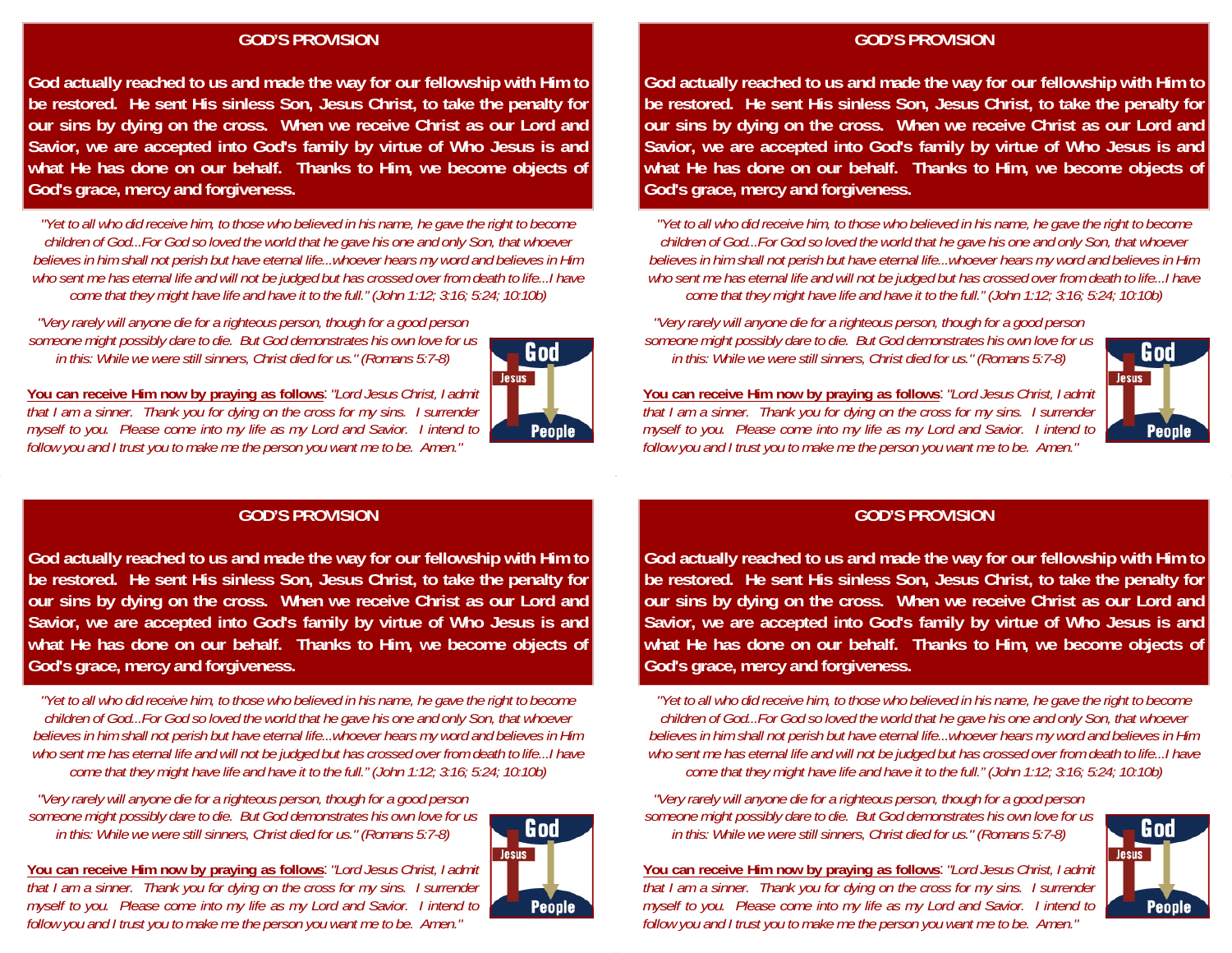## GOD'S PROVISION

**God actually reached to us and made the way for our fellowship with Him to be restored. He sent His sinless Son, Jesus Christ, to take the penalty for our sins by dying on the cross. When we receive Christ as our Lord and Savior, we are accepted into God's family by virtue of Who Jesus is and what He has done on our behalf. Thanks to Him, we become objects of God's grace, mercy and forgiveness.**

*"Yet to all who did receive him, to those who believed in his name, he gave the right to become children of God...For God so loved the world that he gave his one and only Son, that whoever believes in him shall not perish but have eternal life...whoever hears my word and believes in Him who sent me has eternal life and will not be judged but has crossed over from death to life...I have come that they might have life and have it to the full." (John 1:12; 3:16; 5:24; 10:10b)*

*"Very rarely will anyone die for a righteous person, though for a good person someone might possibly dare to die. But God demonstrates his own love for us in this: While we were still sinners, Christ died for us." (Romans 5:7-8)*

God
Jesus
People

<u>You can receive Him now by praying as follows</u>: *"Lord Jesus Christ, I admit that I am a sinner. Thank you for dying on the cross for my sins. I surrender myself to you. Please come into my life as my Lord and Savior. I intend to follow you and I trust you to make me the person you want me to be. Amen."*

## GOD'S PROVISION

**God actually reached to us and made the way for our fellowship with Him to be restored. He sent His sinless Son, Jesus Christ, to take the penalty for our sins by dying on the cross. When we receive Christ as our Lord and Savior, we are accepted into God's family by virtue of Who Jesus is and what He has done on our behalf. Thanks to Him, we become objects of God's grace, mercy and forgiveness.**

*"Yet to all who did receive him, to those who believed in his name, he gave the right to become children of God...For God so loved the world that he gave his one and only Son, that whoever believes in him shall not perish but have eternal life...whoever hears my word and believes in Him who sent me has eternal life and will not be judged but has crossed over from death to life...I have come that they might have life and have it to the full." (John 1:12; 3:16; 5:24; 10:10b)*

*"Very rarely will anyone die for a righteous person, though for a good person someone might possibly dare to die. But God demonstrates his own love for us in this: While we were still sinners, Christ died for us." (Romans 5:7-8)*

God
Jesus
People

<u>You can receive Him now by praying as follows</u>: *"Lord Jesus Christ, I admit that I am a sinner. Thank you for dying on the cross for my sins. I surrender myself to you. Please come into my life as my Lord and Savior. I intend to follow you and I trust you to make me the person you want me to be. Amen."*

## GOD'S PROVISION

**God actually reached to us and made the way for our fellowship with Him to be restored. He sent His sinless Son, Jesus Christ, to take the penalty for our sins by dying on the cross. When we receive Christ as our Lord and Savior, we are accepted into God's family by virtue of Who Jesus is and what He has done on our behalf. Thanks to Him, we become objects of God's grace, mercy and forgiveness.**

*"Yet to all who did receive him, to those who believed in his name, he gave the right to become children of God...For God so loved the world that he gave his one and only Son, that whoever believes in him shall not perish but have eternal life...whoever hears my word and believes in Him who sent me has eternal life and will not be judged but has crossed over from death to life...I have come that they might have life and have it to the full." (John 1:12; 3:16; 5:24; 10:10b)*

*"Very rarely will anyone die for a righteous person, though for a good person someone might possibly dare to die. But God demonstrates his own love for us in this: While we were still sinners, Christ died for us." (Romans 5:7-8)*

God
Jesus
People

<u>You can receive Him now by praying as follows</u>: *"Lord Jesus Christ, I admit that I am a sinner. Thank you for dying on the cross for my sins. I surrender myself to you. Please come into my life as my Lord and Savior. I intend to follow you and I trust you to make me the person you want me to be. Amen."*

## GOD'S PROVISION

**God actually reached to us and made the way for our fellowship with Him to be restored. He sent His sinless Son, Jesus Christ, to take the penalty for our sins by dying on the cross. When we receive Christ as our Lord and Savior, we are accepted into God's family by virtue of Who Jesus is and what He has done on our behalf. Thanks to Him, we become objects of God's grace, mercy and forgiveness.**

*"Yet to all who did receive him, to those who believed in his name, he gave the right to become children of God...For God so loved the world that he gave his one and only Son, that whoever believes in him shall not perish but have eternal life...whoever hears my word and believes in Him who sent me has eternal life and will not be judged but has crossed over from death to life...I have come that they might have life and have it to the full." (John 1:12; 3:16; 5:24; 10:10b)*

*"Very rarely will anyone die for a righteous person, though for a good person someone might possibly dare to die. But God demonstrates his own love for us in this: While we were still sinners, Christ died for us." (Romans 5:7-8)*

God
Jesus
People

<u>You can receive Him now by praying as follows</u>: *"Lord Jesus Christ, I admit that I am a sinner. Thank you for dying on the cross for my sins. I surrender myself to you. Please come into my life as my Lord and Savior. I intend to follow you and I trust you to make me the person you want me to be. Amen."*